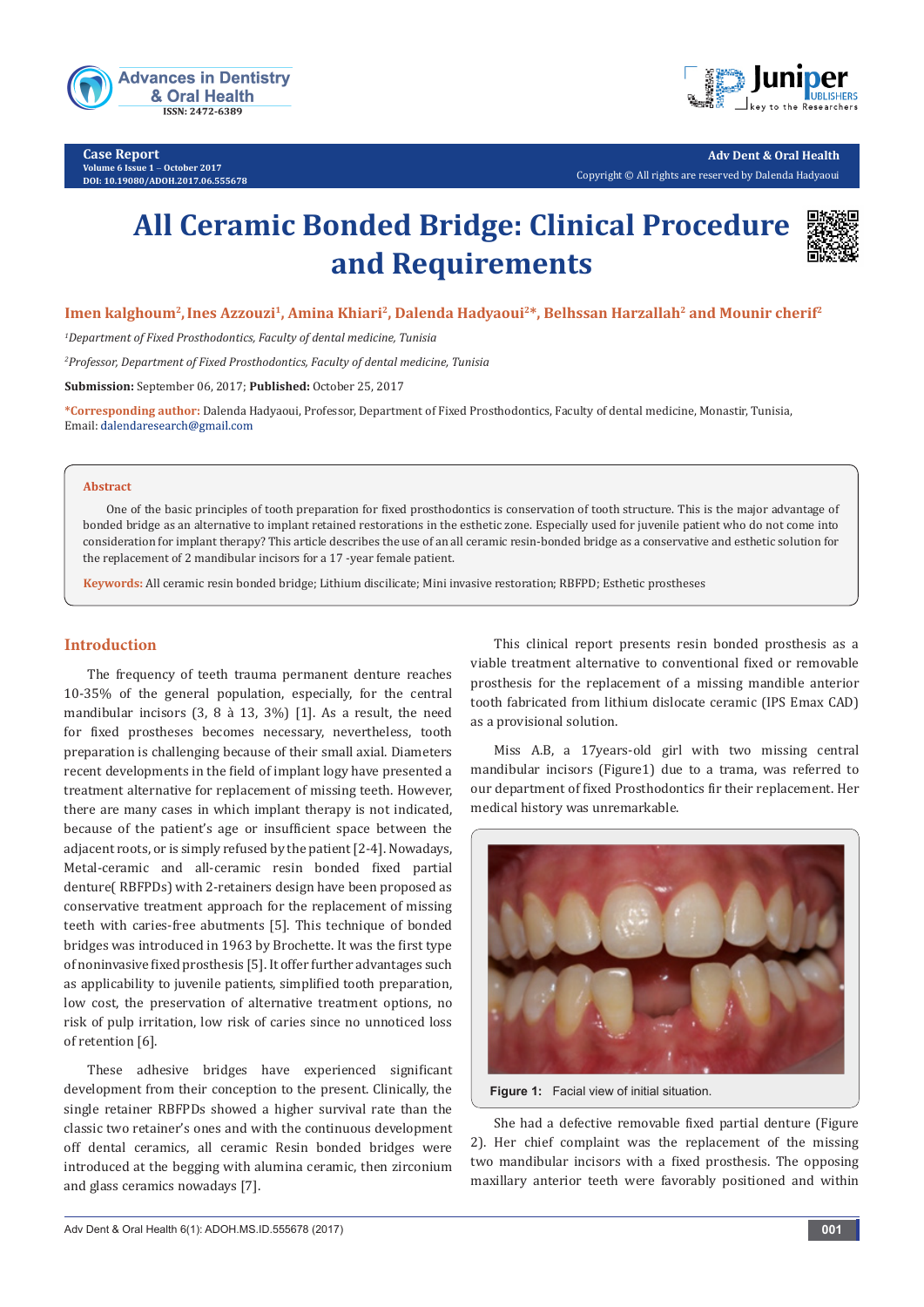# All Ceramic Bonded Bridge: Clinical Procedure and Requirements

**Imen kalghoum[2], Ines Azzouzi[1], Amina Khiari[2], Dalenda Hadyaoui[2]*, Belhssan Harzallah[2] and Mounir cherif[2]**

*[1]Department of Fixed Prosthodontics, Faculty of dental medicine, Tunisia*

*[2]Professor, Department of Fixed Prosthodontics, Faculty of dental medicine, Tunisia*

**Submission:** September 06, 2017; **Published:** October 25, 2017

***Corresponding author:** Dalenda Hadyaoui, Professor, Department of Fixed Prosthodontics, Faculty of dental medicine, Monastir, Tunisia, Email: dalendaresearch@gmail.com

## Abstract

One of the basic principles of tooth preparation for fixed prosthodontics is conservation of tooth structure. This is the major advantage of bonded bridge as an alternative to implant retained restorations in the esthetic zone. Especially used for juvenile patient who do not come into consideration for implant therapy? This article describes the use of an all ceramic resin-bonded bridge as a conservative and esthetic solution for the replacement of 2 mandibular incisors for a 17 -year female patient.

**Keywords:** All ceramic resin bonded bridge; Lithium discilicate; Mini invasive restoration; RBFPD; Esthetic prostheses

## Introduction

The frequency of teeth trauma permanent denture reaches 10-35% of the general population, especially, for the central mandibular incisors (3, 8 à 13, 3%) [1]. As a result, the need for fixed prostheses becomes necessary, nevertheless, tooth preparation is challenging because of their small axial. Diameters recent developments in the field of implant logy have presented a treatment alternative for replacement of missing teeth. However, there are many cases in which implant therapy is not indicated, because of the patient's age or insufficient space between the adjacent roots, or is simply refused by the patient [2-4]. Nowadays, Metal-ceramic and all-ceramic resin bonded fixed partial denture( RBFPDs) with 2-retainers design have been proposed as conservative treatment approach for the replacement of missing teeth with caries-free abutments [5]. This technique of bonded bridges was introduced in 1963 by Brochette. It was the first type of noninvasive fixed prosthesis [5]. It offer further advantages such as applicability to juvenile patients, simplified tooth preparation, low cost, the preservation of alternative treatment options, no risk of pulp irritation, low risk of caries since no unnoticed loss of retention [6].

These adhesive bridges have experienced significant development from their conception to the present. Clinically, the single retainer RBFPDs showed a higher survival rate than the classic two retainer's ones and with the continuous development off dental ceramics, all ceramic Resin bonded bridges were introduced at the begging with alumina ceramic, then zirconium and glass ceramics nowadays [7].

This clinical report presents resin bonded prosthesis as a viable treatment alternative to conventional fixed or removable prosthesis for the replacement of a missing mandible anterior tooth fabricated from lithium dislocate ceramic (IPS Emax CAD) as a provisional solution.

Miss A.B, a 17years-old girl with two missing central mandibular incisors (Figure1) due to a trama, was referred to our department of fixed Prosthodontics fir their replacement. Her medical history was unremarkable.

**Figure 1:** Facial view of initial situation.

She had a defective removable fixed partial denture (Figure 2). Her chief complaint was the replacement of the missing two mandibular incisors with a fixed prosthesis. The opposing maxillary anterior teeth were favorably positioned and within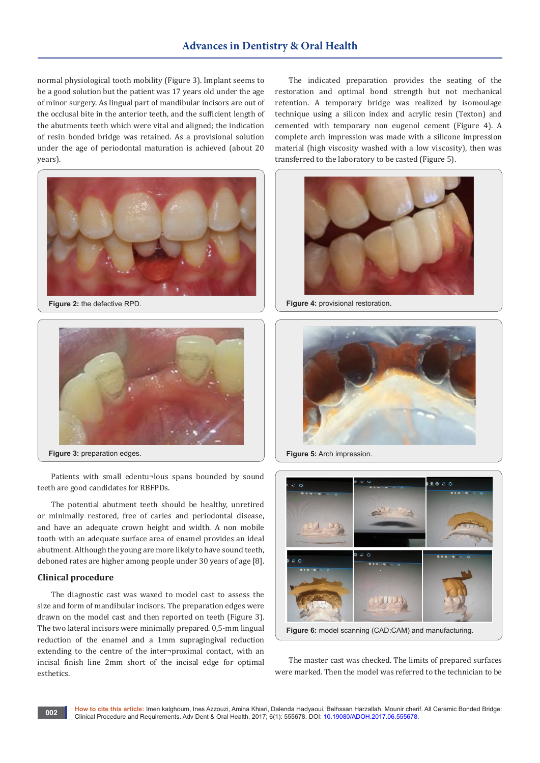normal physiological tooth mobility (Figure 3). Implant seems to be a good solution but the patient was 17 years old under the age of minor surgery. As lingual part of mandibular incisors are out of the occlusal bite in the anterior teeth, and the sufficient length of the abutments teeth which were vital and aligned; the indication of resin bonded bridge was retained. As a provisional solution under the age of periodontal maturation is achieved (about 20 years).

**Figure 2:** the defective RPD.

**Figure 3:** preparation edges.

Patients with small edentu¬lous spans bounded by sound teeth are good candidates for RBFPDs.

The potential abutment teeth should be healthy, unretired or minimally restored, free of caries and periodontal disease, and have an adequate crown height and width. A non mobile tooth with an adequate surface area of enamel provides an ideal abutment. Although the young are more likely to have sound teeth, deboned rates are higher among people under 30 years of age [8].

## Clinical procedure

The diagnostic cast was waxed to model cast to assess the size and form of mandibular incisors. The preparation edges were drawn on the model cast and then reported on teeth (Figure 3). The two lateral incisors were minimally prepared. 0,5-mm lingual reduction of the enamel and a 1mm supragingival reduction extending to the centre of the inter¬proximal contact, with an incisal finish line 2mm short of the incisal edge for optimal esthetics.

The indicated preparation provides the seating of the restoration and optimal bond strength but not mechanical retention. A temporary bridge was realized by isomoulage technique using a silicon index and acrylic resin (Texton) and cemented with temporary non eugenol cement (Figure 4). A complete arch impression was made with a silicone impression material (high viscosity washed with a low viscosity), then was transferred to the laboratory to be casted (Figure 5).

**Figure 4:** provisional restoration.

**Figure 5:** Arch impression.

**Figure 6:** model scanning (CAD:CAM) and manufacturing.

The master cast was checked. The limits of prepared surfaces were marked. Then the model was referred to the technician to be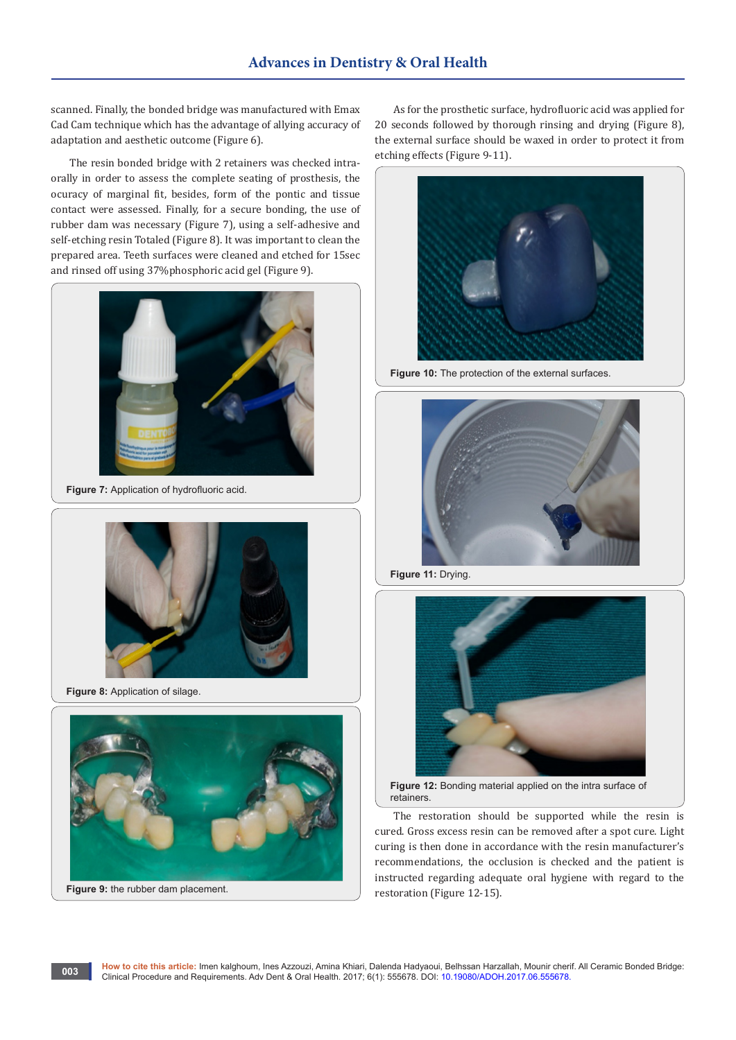scanned. Finally, the bonded bridge was manufactured with Emax Cad Cam technique which has the advantage of allying accuracy of adaptation and aesthetic outcome (Figure 6).

The resin bonded bridge with 2 retainers was checked intra-orally in order to assess the complete seating of prosthesis, the ocuracy of marginal fit, besides, form of the pontic and tissue contact were assessed. Finally, for a secure bonding, the use of rubber dam was necessary (Figure 7), using a self-adhesive and self-etching resin Totaled (Figure 8). It was important to clean the prepared area. Teeth surfaces were cleaned and etched for 15sec and rinsed off using 37%phosphoric acid gel (Figure 9).

**Figure 7:** Application of hydrofluoric acid.

**Figure 8:** Application of silage.

**Figure 9:** the rubber dam placement.

As for the prosthetic surface, hydrofluoric acid was applied for 20 seconds followed by thorough rinsing and drying (Figure 8), the external surface should be waxed in order to protect it from etching effects (Figure 9-11).

**Figure 10:** The protection of the external surfaces.

**Figure 11:** Drying.

**Figure 12:** Bonding material applied on the intra surface of retainers.

The restoration should be supported while the resin is cured. Gross excess resin can be removed after a spot cure. Light curing is then done in accordance with the resin manufacturer's recommendations, the occlusion is checked and the patient is instructed regarding adequate oral hygiene with regard to the restoration (Figure 12-15).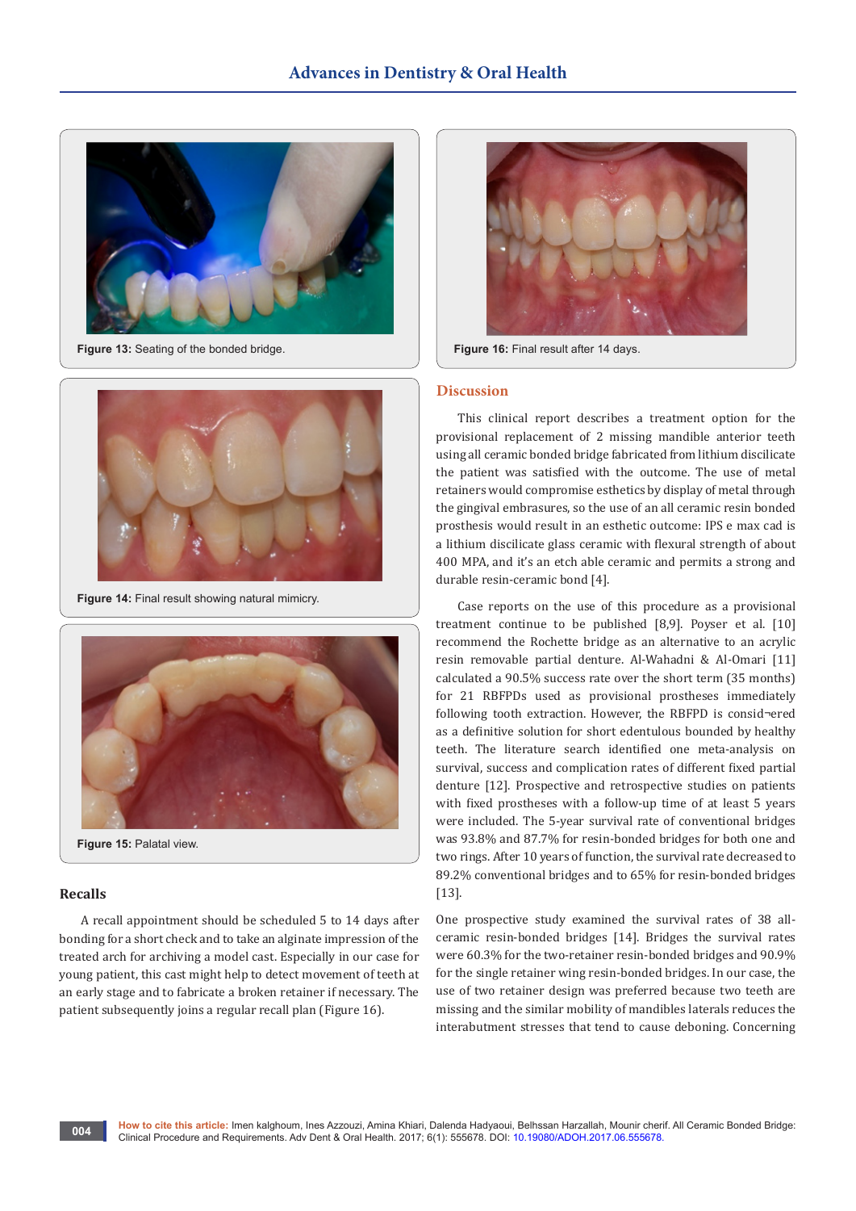Figure 13: Seating of the bonded bridge.

Figure 14: Final result showing natural mimicry.

Figure 15: Palatal view.

## Recalls

A recall appointment should be scheduled 5 to 14 days after bonding for a short check and to take an alginate impression of the treated arch for archiving a model cast. Especially in our case for young patient, this cast might help to detect movement of teeth at an early stage and to fabricate a broken retainer if necessary. The patient subsequently joins a regular recall plan (Figure 16).

Figure 16: Final result after 14 days.

## Discussion

This clinical report describes a treatment option for the provisional replacement of 2 missing mandible anterior teeth using all ceramic bonded bridge fabricated from lithium disilicate the patient was satisfied with the outcome. The use of metal retainers would compromise esthetics by display of metal through the gingival embrasures, so the use of an all ceramic resin bonded prosthesis would result in an esthetic outcome: IPS e max cad is a lithium disilicate glass ceramic with flexural strength of about 400 MPA, and it's an etch able ceramic and permits a strong and durable resin-ceramic bond [4].

Case reports on the use of this procedure as a provisional treatment continue to be published [8,9]. Poyser et al. [10] recommend the Rochette bridge as an alternative to an acrylic resin removable partial denture. Al-Wahadni & Al-Omari [11] calculated a 90.5% success rate over the short term (35 months) for 21 RBFPDs used as provisional prostheses immediately following tooth extraction. However, the RBFPD is consid¬ered as a definitive solution for short edentulous bounded by healthy teeth. The literature search identified one meta-analysis on survival, success and complication rates of different fixed partial denture [12]. Prospective and retrospective studies on patients with fixed prostheses with a follow-up time of at least 5 years were included. The 5-year survival rate of conventional bridges was 93.8% and 87.7% for resin-bonded bridges for both one and two rings. After 10 years of function, the survival rate decreased to 89.2% conventional bridges and to 65% for resin-bonded bridges [13].

One prospective study examined the survival rates of 38 all-ceramic resin-bonded bridges [14]. Bridges the survival rates were 60.3% for the two-retainer resin-bonded bridges and 90.9% for the single retainer wing resin-bonded bridges. In our case, the use of two retainer design was preferred because two teeth are missing and the similar mobility of mandibles laterals reduces the interabutment stresses that tend to cause deboning. Concerning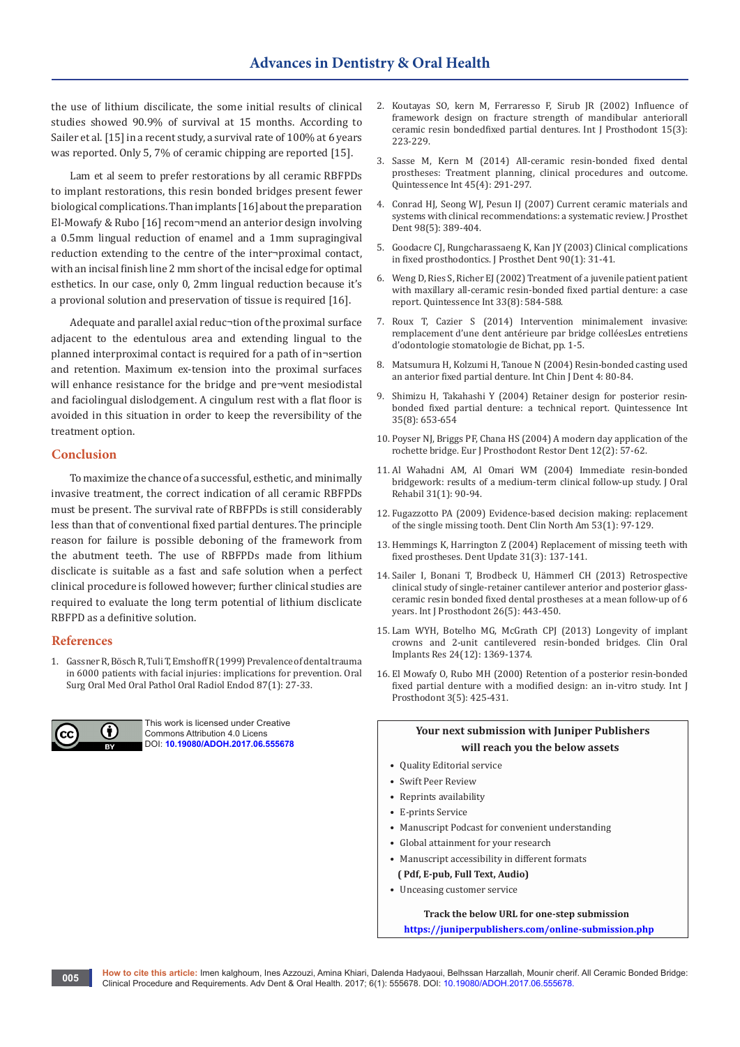the use of lithium discilicate, the some initial results of clinical studies showed 90.9% of survival at 15 months. According to Sailer et al. [15] in a recent study, a survival rate of 100% at 6 years was reported. Only 5, 7% of ceramic chipping are reported [15].

Lam et al seem to prefer restorations by all ceramic RBFPDs to implant restorations, this resin bonded bridges present fewer biological complications. Than implants [16] about the preparation El-Mowafy & Rubo [16] recom¬mend an anterior design involving a 0.5mm lingual reduction of enamel and a 1mm supragingival reduction extending to the centre of the inter¬proximal contact, with an incisal finish line 2 mm short of the incisal edge for optimal esthetics. In our case, only 0, 2mm lingual reduction because it's a provional solution and preservation of tissue is required [16].

Adequate and parallel axial reduc¬tion of the proximal surface adjacent to the edentulous area and extending lingual to the planned interproximal contact is required for a path of in¬sertion and retention. Maximum ex-tension into the proximal surfaces will enhance resistance for the bridge and pre¬vent mesiodistal and faciolingual dislodgement. A cingulum rest with a flat floor is avoided in this situation in order to keep the reversibility of the treatment option.

## Conclusion

To maximize the chance of a successful, esthetic, and minimally invasive treatment, the correct indication of all ceramic RBFPDs must be present. The survival rate of RBFPDs is still considerably less than that of conventional fixed partial dentures. The principle reason for failure is possible deboning of the framework from the abutment teeth. The use of RBFPDs made from lithium disclicate is suitable as a fast and safe solution when a perfect clinical procedure is followed however; further clinical studies are required to evaluate the long term potential of lithium disclicate RBFPD as a definitive solution.

## References

1. Gassner R, Bösch R, Tuli T, Emshoff R (1999) Prevalence of dental trauma in 6000 patients with facial injuries: implications for prevention. Oral Surg Oral Med Oral Pathol Oral Radiol Endod 87(1): 27-33.
2. Koutayas SO, kern M, Ferraresso F, Sirub JR (2002) Influence of framework design on fracture strength of mandibular anteriorall ceramic resin bondedfixed partial dentures. Int J Prosthodont 15(3): 223-229.
3. Sasse M, Kern M (2014) All-ceramic resin-bonded fixed dental prostheses: Treatment planning, clinical procedures and outcome. Quintessence Int 45(4): 291-297.
4. Conrad HJ, Seong WJ, Pesun IJ (2007) Current ceramic materials and systems with clinical recommendations: a systematic review. J Prosthet Dent 98(5): 389-404.
5. Goodacre CJ, Rungcharassaeng K, Kan JY (2003) Clinical complications in fixed prosthodontics. J Prosthet Dent 90(1): 31-41.
6. Weng D, Ries S, Richer EJ (2002) Treatment of a juvenile patient patient with maxillary all-ceramic resin-bonded fixed partial denture: a case report. Quintessence Int 33(8): 584-588.
7. Roux T, Cazier S (2014) Intervention minimalement invasive: remplacement d'une dent antérieure par bridge colléesLes entretiens d'odontologie stomatologie de Bichat, pp. 1-5.
8. Matsumura H, Kolzumi H, Tanoue N (2004) Resin-bonded casting used an anterior fixed partial denture. Int Chin J Dent 4: 80-84.
9. Shimizu H, Takahashi Y (2004) Retainer design for posterior resin-bonded fixed partial denture: a technical report. Quintessence Int 35(8): 653-654
10. Poyser NJ, Briggs PF, Chana HS (2004) A modern day application of the rochette bridge. Eur J Prosthodont Restor Dent 12(2): 57-62.
11. Al Wahadni AM, Al Omari WM (2004) Immediate resin-bonded bridgework: results of a medium-term clinical follow-up study. J Oral Rehabil 31(1): 90-94.
12. Fugazzotto PA (2009) Evidence-based decision making: replacement of the single missing tooth. Dent Clin North Am 53(1): 97-129.
13. Hemmings K, Harrington Z (2004) Replacement of missing teeth with fixed prostheses. Dent Update 31(3): 137-141.
14. Sailer I, Bonani T, Brodbeck U, Hämmerl CH (2013) Retrospective clinical study of single-retainer cantilever anterior and posterior glass-ceramic resin bonded fixed dental prostheses at a mean follow-up of 6 years. Int J Prosthodont 26(5): 443-450.
15. Lam WYH, Botelho MG, McGrath CPJ (2013) Longevity of implant crowns and 2-unit cantilevered resin-bonded bridges. Clin Oral Implants Res 24(12): 1369-1374.
16. El Mowafy O, Rubo MH (2000) Retention of a posterior resin-bonded fixed partial denture with a modified design: an in-vitro study. Int J Prosthodont 3(5): 425-431.

This work is licensed under Creative Commons Attribution 4.0 Licens
DOI: 10.19080/ADOH.2017.06.555678

**Your next submission with Juniper Publishers will reach you the below assets**

- Quality Editorial service
- Swift Peer Review
- Reprints availability
- E-prints Service
- Manuscript Podcast for convenient understanding
- Global attainment for your research
- Manuscript accessibility in different formats
  **( Pdf, E-pub, Full Text, Audio)**
- Unceasing customer service

**Track the below URL for one-step submission**
https://juniperpublishers.com/online-submission.php

**How to cite this article:** Imen kalghoum, Ines Azzouzi, Amina Khiari, Dalenda Hadyaoui, Belhssan Harzallah, Mounir cherif. All Ceramic Bonded Bridge: Clinical Procedure and Requirements. Adv Dent & Oral Health. 2017; 6(1): 555678. DOI: 10.19080/ADOH.2017.06.555678.